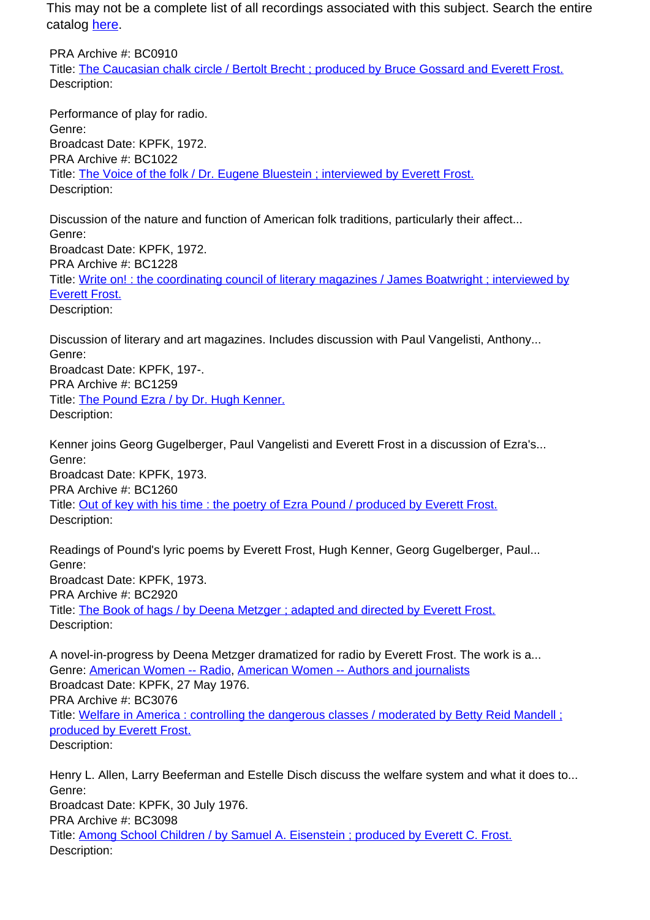This may not be a complete list of all recordings associated with this subject. Search the entire catalog [here](#).

PRA Archive #: BC0910
Title: [The Caucasian chalk circle / Bertolt Brecht ; produced by Bruce Gossard and Everett Frost.](#)
Description:

Performance of play for radio.
Genre:
Broadcast Date: KPFK, 1972.
PRA Archive #: BC1022
Title: [The Voice of the folk / Dr. Eugene Bluestein ; interviewed by Everett Frost.](#)
Description:

Discussion of the nature and function of American folk traditions, particularly their affect...
Genre:
Broadcast Date: KPFK, 1972.
PRA Archive #: BC1228
Title: [Write on! : the coordinating council of literary magazines / James Boatwright ; interviewed by Everett Frost.](#)
Description:

Discussion of literary and art magazines. Includes discussion with Paul Vangelisti, Anthony...
Genre:
Broadcast Date: KPFK, 197-.
PRA Archive #: BC1259
Title: [The Pound Ezra / by Dr. Hugh Kenner.](#)
Description:

Kenner joins Georg Gugelberger, Paul Vangelisti and Everett Frost in a discussion of Ezra's...
Genre:
Broadcast Date: KPFK, 1973.
PRA Archive #: BC1260
Title: [Out of key with his time : the poetry of Ezra Pound / produced by Everett Frost.](#)
Description:

Readings of Pound's lyric poems by Everett Frost, Hugh Kenner, Georg Gugelberger, Paul...
Genre:
Broadcast Date: KPFK, 1973.
PRA Archive #: BC2920
Title: [The Book of hags / by Deena Metzger ; adapted and directed by Everett Frost.](#)
Description:

A novel-in-progress by Deena Metzger dramatized for radio by Everett Frost. The work is a...
Genre: [American Women -- Radio](#), [American Women -- Authors and journalists](#)
Broadcast Date: KPFK, 27 May 1976.
PRA Archive #: BC3076
Title: [Welfare in America : controlling the dangerous classes / moderated by Betty Reid Mandell ; produced by Everett Frost.](#)
Description:

Henry L. Allen, Larry Beeferman and Estelle Disch discuss the welfare system and what it does to...
Genre:
Broadcast Date: KPFK, 30 July 1976.
PRA Archive #: BC3098
Title: [Among School Children / by Samuel A. Eisenstein ; produced by Everett C. Frost.](#)
Description: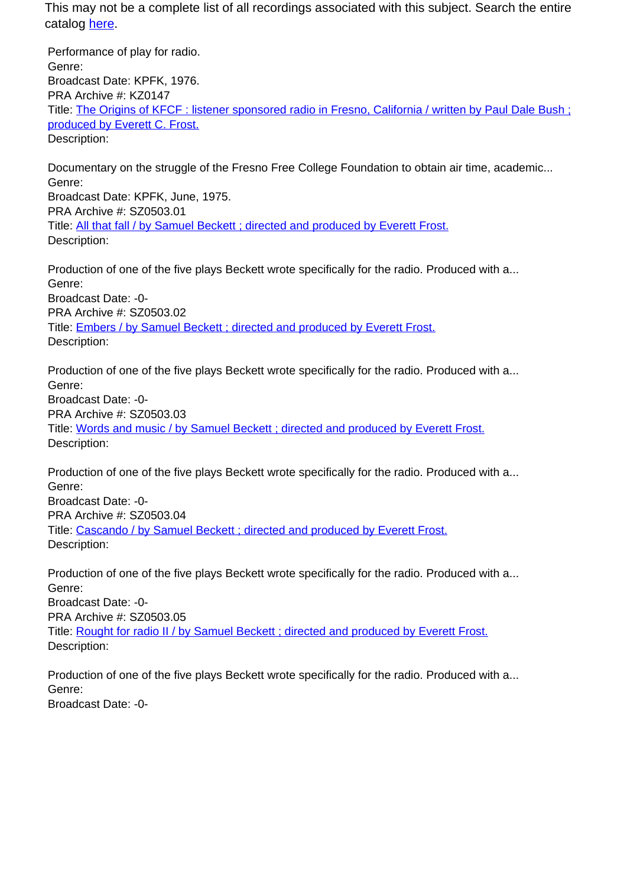This may not be a complete list of all recordings associated with this subject. Search the entire catalog [here](#).

Performance of play for radio.
Genre:
Broadcast Date: KPFK, 1976.
PRA Archive #: KZ0147
Title: [The Origins of KFCF : listener sponsored radio in Fresno, California / written by Paul Dale Bush ; produced by Everett C. Frost.](#)
Description:

Documentary on the struggle of the Fresno Free College Foundation to obtain air time, academic...
Genre:
Broadcast Date: KPFK, June, 1975.
PRA Archive #: SZ0503.01
Title: [All that fall / by Samuel Beckett ; directed and produced by Everett Frost.](#)
Description:

Production of one of the five plays Beckett wrote specifically for the radio. Produced with a...
Genre:
Broadcast Date: -0-
PRA Archive #: SZ0503.02
Title: [Embers / by Samuel Beckett ; directed and produced by Everett Frost.](#)
Description:

Production of one of the five plays Beckett wrote specifically for the radio. Produced with a...
Genre:
Broadcast Date: -0-
PRA Archive #: SZ0503.03
Title: [Words and music / by Samuel Beckett ; directed and produced by Everett Frost.](#)
Description:

Production of one of the five plays Beckett wrote specifically for the radio. Produced with a...
Genre:
Broadcast Date: -0-
PRA Archive #: SZ0503.04
Title: [Cascando / by Samuel Beckett ; directed and produced by Everett Frost.](#)
Description:

Production of one of the five plays Beckett wrote specifically for the radio. Produced with a...
Genre:
Broadcast Date: -0-
PRA Archive #: SZ0503.05
Title: [Rought for radio II / by Samuel Beckett ; directed and produced by Everett Frost.](#)
Description:

Production of one of the five plays Beckett wrote specifically for the radio. Produced with a...
Genre:
Broadcast Date: -0-